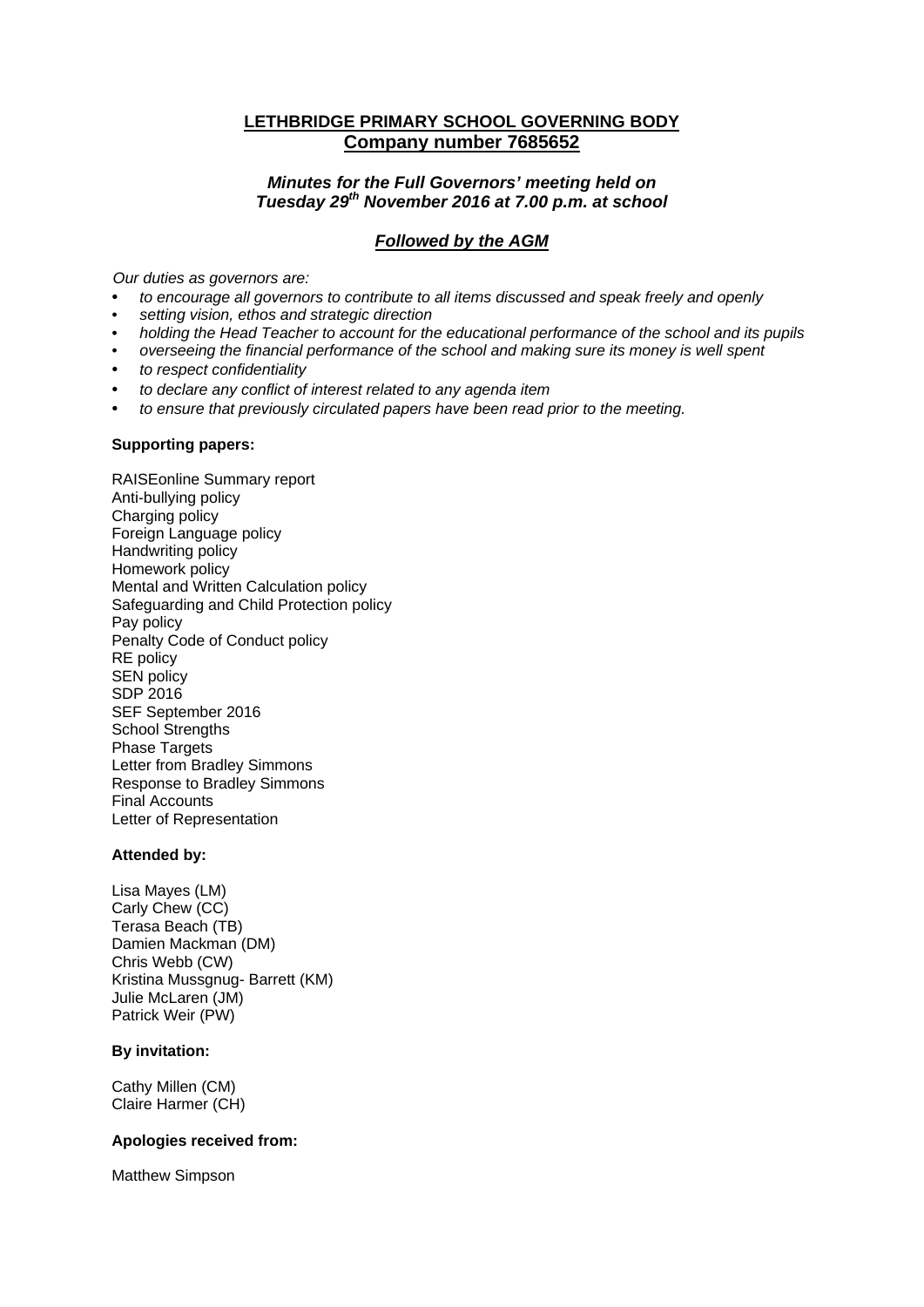# LETHBRIDGE PRIMARY SCHOOL GOVERNING BODY
## Company number 7685652

***Minutes for the Full Governors' meeting held on Tuesday 29th November 2016 at 7.00 p.m. at school***

***Followed by the AGM***

*Our duties as governors are:*

- *to encourage all governors to contribute to all items discussed and speak freely and openly*
- *setting vision, ethos and strategic direction*
- *holding the Head Teacher to account for the educational performance of the school and its pupils*
- *overseeing the financial performance of the school and making sure its money is well spent*
- *to respect confidentiality*
- *to declare any conflict of interest related to any agenda item*
- *to ensure that previously circulated papers have been read prior to the meeting.*

**Supporting papers:**

RAISEonline Summary report
Anti-bullying policy
Charging policy
Foreign Language policy
Handwriting policy
Homework policy
Mental and Written Calculation policy
Safeguarding and Child Protection policy
Pay policy
Penalty Code of Conduct policy
RE policy
SEN policy
SDP 2016
SEF September 2016
School Strengths
Phase Targets
Letter from Bradley Simmons
Response to Bradley Simmons
Final Accounts
Letter of Representation

**Attended by:**

Lisa Mayes (LM)
Carly Chew (CC)
Terasa Beach (TB)
Damien Mackman (DM)
Chris Webb (CW)
Kristina Mussgnug- Barrett (KM)
Julie McLaren (JM)
Patrick Weir (PW)

**By invitation:**

Cathy Millen (CM)
Claire Harmer (CH)

**Apologies received from:**

Matthew Simpson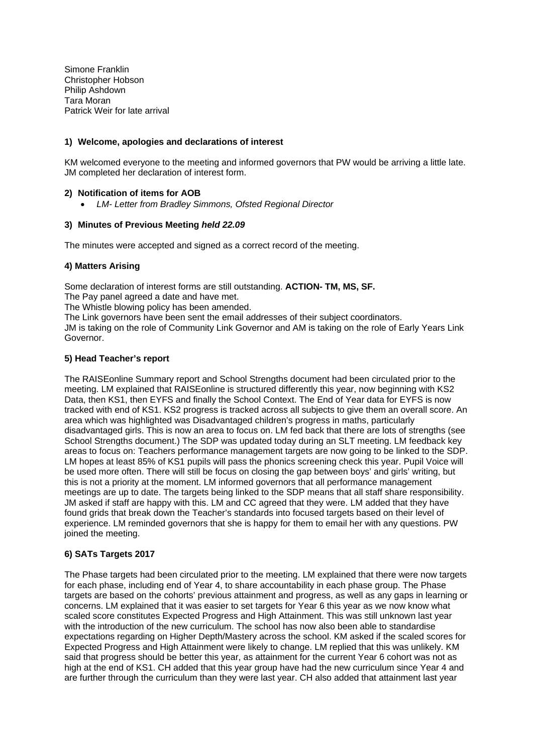Simone Franklin
Christopher Hobson
Philip Ashdown
Tara Moran
Patrick Weir for late arrival

### 1) Welcome, apologies and declarations of interest

KM welcomed everyone to the meeting and informed governors that PW would be arriving a little late. JM completed her declaration of interest form.

### 2) Notification of items for AOB

- *LM- Letter from Bradley Simmons, Ofsted Regional Director*

### 3) Minutes of Previous Meeting *held 22.09*

The minutes were accepted and signed as a correct record of the meeting.

### 4) Matters Arising

Some declaration of interest forms are still outstanding. **ACTION- TM, MS, SF.**
The Pay panel agreed a date and have met.
The Whistle blowing policy has been amended.
The Link governors have been sent the email addresses of their subject coordinators.
JM is taking on the role of Community Link Governor and AM is taking on the role of Early Years Link Governor.

### 5) Head Teacher's report

The RAISEonline Summary report and School Strengths document had been circulated prior to the meeting. LM explained that RAISEonline is structured differently this year, now beginning with KS2 Data, then KS1, then EYFS and finally the School Context. The End of Year data for EYFS is now tracked with end of KS1. KS2 progress is tracked across all subjects to give them an overall score. An area which was highlighted was Disadvantaged children's progress in maths, particularly disadvantaged girls. This is now an area to focus on. LM fed back that there are lots of strengths (see School Strengths document.) The SDP was updated today during an SLT meeting. LM feedback key areas to focus on: Teachers performance management targets are now going to be linked to the SDP. LM hopes at least 85% of KS1 pupils will pass the phonics screening check this year. Pupil Voice will be used more often. There will still be focus on closing the gap between boys' and girls' writing, but this is not a priority at the moment. LM informed governors that all performance management meetings are up to date. The targets being linked to the SDP means that all staff share responsibility. JM asked if staff are happy with this. LM and CC agreed that they were. LM added that they have found grids that break down the Teacher's standards into focused targets based on their level of experience. LM reminded governors that she is happy for them to email her with any questions. PW joined the meeting.

### 6) SATs Targets 2017

The Phase targets had been circulated prior to the meeting. LM explained that there were now targets for each phase, including end of Year 4, to share accountability in each phase group. The Phase targets are based on the cohorts' previous attainment and progress, as well as any gaps in learning or concerns. LM explained that it was easier to set targets for Year 6 this year as we now know what scaled score constitutes Expected Progress and High Attainment. This was still unknown last year with the introduction of the new curriculum. The school has now also been able to standardise expectations regarding on Higher Depth/Mastery across the school. KM asked if the scaled scores for Expected Progress and High Attainment were likely to change. LM replied that this was unlikely. KM said that progress should be better this year, as attainment for the current Year 6 cohort was not as high at the end of KS1. CH added that this year group have had the new curriculum since Year 4 and are further through the curriculum than they were last year. CH also added that attainment last year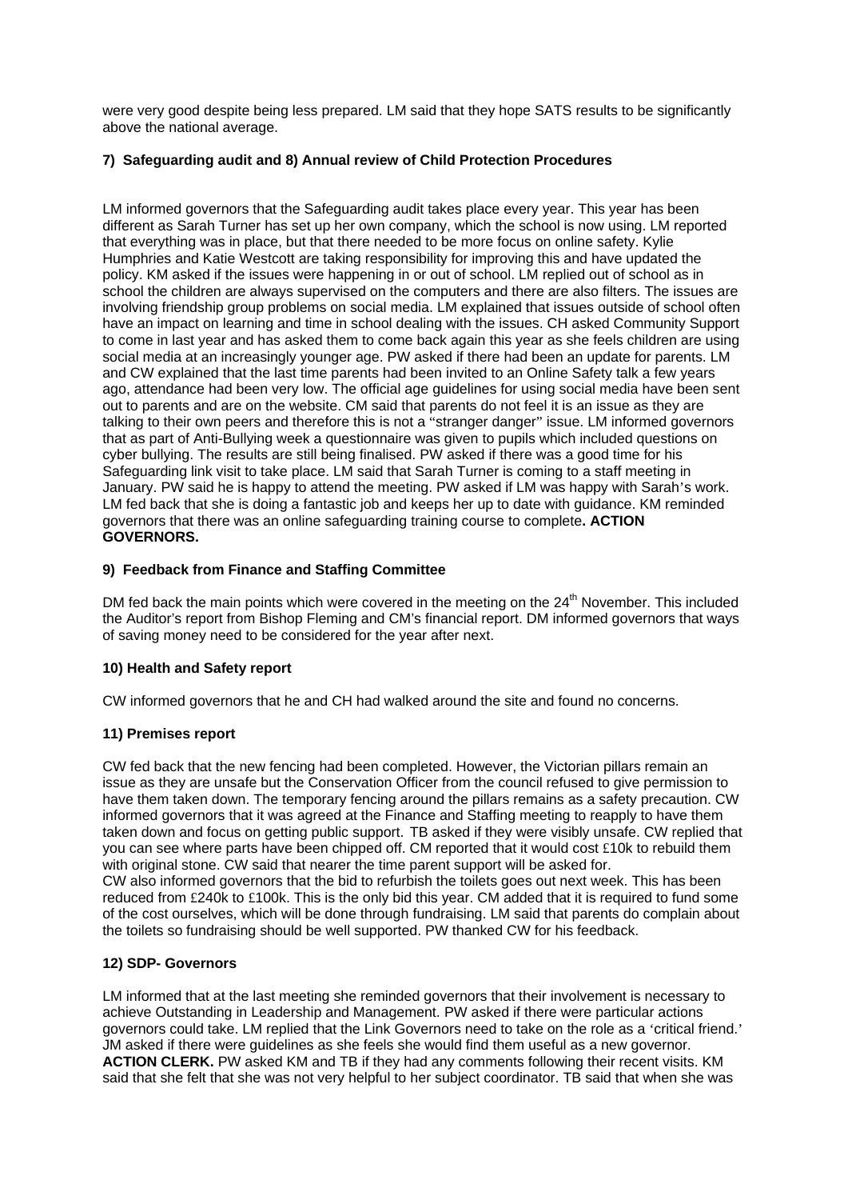were very good despite being less prepared. LM said that they hope SATS results to be significantly above the national average.

**7) Safeguarding audit and 8) Annual review of Child Protection Procedures**

LM informed governors that the Safeguarding audit takes place every year. This year has been different as Sarah Turner has set up her own company, which the school is now using. LM reported that everything was in place, but that there needed to be more focus on online safety. Kylie Humphries and Katie Westcott are taking responsibility for improving this and have updated the policy. KM asked if the issues were happening in or out of school. LM replied out of school as in school the children are always supervised on the computers and there are also filters. The issues are involving friendship group problems on social media. LM explained that issues outside of school often have an impact on learning and time in school dealing with the issues. CH asked Community Support to come in last year and has asked them to come back again this year as she feels children are using social media at an increasingly younger age. PW asked if there had been an update for parents. LM and CW explained that the last time parents had been invited to an Online Safety talk a few years ago, attendance had been very low. The official age guidelines for using social media have been sent out to parents and are on the website. CM said that parents do not feel it is an issue as they are talking to their own peers and therefore this is not a "stranger danger" issue. LM informed governors that as part of Anti-Bullying week a questionnaire was given to pupils which included questions on cyber bullying. The results are still being finalised. PW asked if there was a good time for his Safeguarding link visit to take place. LM said that Sarah Turner is coming to a staff meeting in January. PW said he is happy to attend the meeting. PW asked if LM was happy with Sarah's work. LM fed back that she is doing a fantastic job and keeps her up to date with guidance. KM reminded governors that there was an online safeguarding training course to complete**. ACTION GOVERNORS.**

**9) Feedback from Finance and Staffing Committee**

DM fed back the main points which were covered in the meeting on the 24th November. This included the Auditor's report from Bishop Fleming and CM's financial report. DM informed governors that ways of saving money need to be considered for the year after next.

**10) Health and Safety report**

CW informed governors that he and CH had walked around the site and found no concerns.

**11) Premises report**

CW fed back that the new fencing had been completed. However, the Victorian pillars remain an issue as they are unsafe but the Conservation Officer from the council refused to give permission to have them taken down. The temporary fencing around the pillars remains as a safety precaution. CW informed governors that it was agreed at the Finance and Staffing meeting to reapply to have them taken down and focus on getting public support. TB asked if they were visibly unsafe. CW replied that you can see where parts have been chipped off. CM reported that it would cost £10k to rebuild them with original stone. CW said that nearer the time parent support will be asked for.
CW also informed governors that the bid to refurbish the toilets goes out next week. This has been reduced from £240k to £100k. This is the only bid this year. CM added that it is required to fund some of the cost ourselves, which will be done through fundraising. LM said that parents do complain about the toilets so fundraising should be well supported. PW thanked CW for his feedback.

**12) SDP- Governors**

LM informed that at the last meeting she reminded governors that their involvement is necessary to achieve Outstanding in Leadership and Management. PW asked if there were particular actions governors could take. LM replied that the Link Governors need to take on the role as a 'critical friend.' JM asked if there were guidelines as she feels she would find them useful as a new governor. **ACTION CLERK.** PW asked KM and TB if they had any comments following their recent visits. KM said that she felt that she was not very helpful to her subject coordinator. TB said that when she was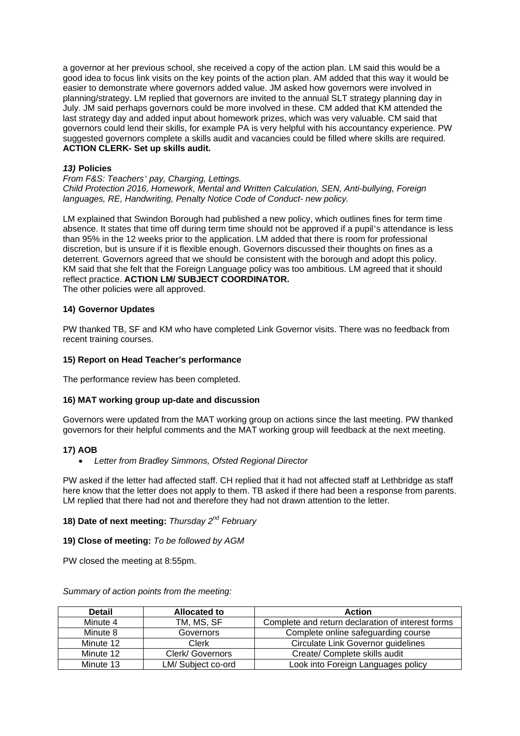a governor at her previous school, she received a copy of the action plan. LM said this would be a good idea to focus link visits on the key points of the action plan. AM added that this way it would be easier to demonstrate where governors added value. JM asked how governors were involved in planning/strategy. LM replied that governors are invited to the annual SLT strategy planning day in July. JM said perhaps governors could be more involved in these. CM added that KM attended the last strategy day and added input about homework prizes, which was very valuable. CM said that governors could lend their skills, for example PA is very helpful with his accountancy experience. PW suggested governors complete a skills audit and vacancies could be filled where skills are required. **ACTION CLERK- Set up skills audit.**

### *13)* Policies

*From F&S: Teachers' pay, Charging, Lettings.*
*Child Protection 2016, Homework, Mental and Written Calculation, SEN, Anti-bullying, Foreign languages, RE, Handwriting, Penalty Notice Code of Conduct- new policy.*

LM explained that Swindon Borough had published a new policy, which outlines fines for term time absence. It states that time off during term time should not be approved if a pupil's attendance is less than 95% in the 12 weeks prior to the application. LM added that there is room for professional discretion, but is unsure if it is flexible enough. Governors discussed their thoughts on fines as a deterrent. Governors agreed that we should be consistent with the borough and adopt this policy. KM said that she felt that the Foreign Language policy was too ambitious. LM agreed that it should reflect practice. **ACTION LM/ SUBJECT COORDINATOR.**
The other policies were all approved.

### 14) Governor Updates

PW thanked TB, SF and KM who have completed Link Governor visits. There was no feedback from recent training courses.

### 15) Report on Head Teacher's performance

The performance review has been completed.

### 16) MAT working group up-date and discussion

Governors were updated from the MAT working group on actions since the last meeting. PW thanked governors for their helpful comments and the MAT working group will feedback at the next meeting.

### 17) AOB

- *Letter from Bradley Simmons, Ofsted Regional Director*

PW asked if the letter had affected staff. CH replied that it had not affected staff at Lethbridge as staff here know that the letter does not apply to them. TB asked if there had been a response from parents. LM replied that there had not and therefore they had not drawn attention to the letter.

### 18) Date of next meeting: *Thursday 2nd February*

### 19) Close of meeting: *To be followed by AGM*

PW closed the meeting at 8:55pm.

*Summary of action points from the meeting:*

| Detail | Allocated to | Action |
|---|---|---|
| Minute 4 | TM, MS, SF | Complete and return declaration of interest forms |
| Minute 8 | Governors | Complete online safeguarding course |
| Minute 12 | Clerk | Circulate Link Governor guidelines |
| Minute 12 | Clerk/ Governors | Create/ Complete skills audit |
| Minute 13 | LM/ Subject co-ord | Look into Foreign Languages policy |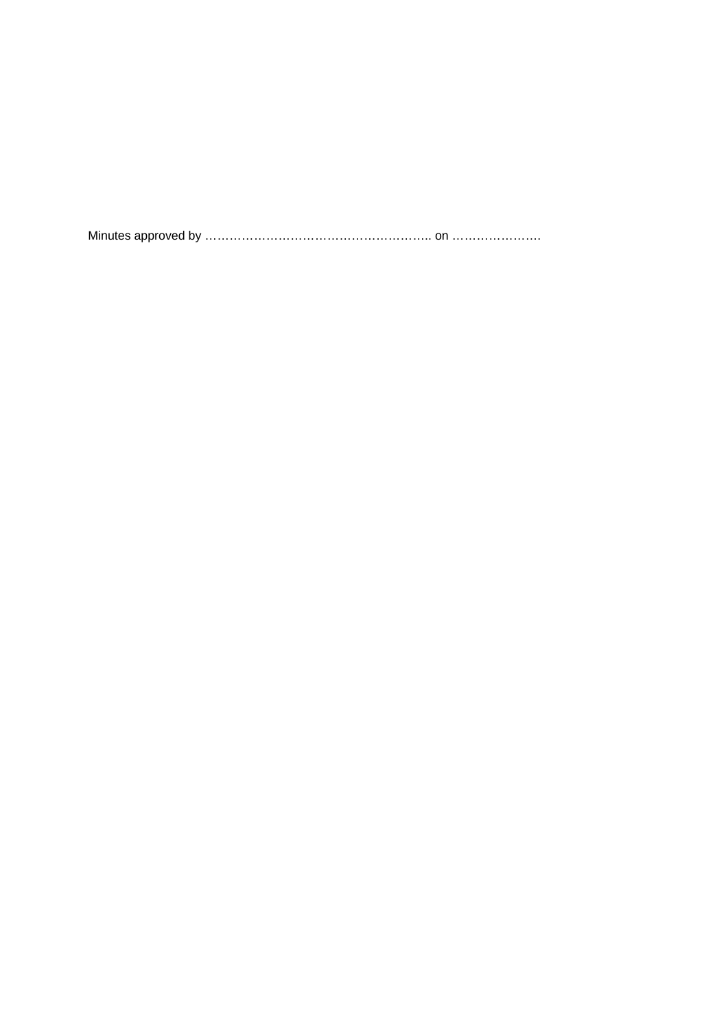Minutes approved by ……………………………………………….. on ………………….